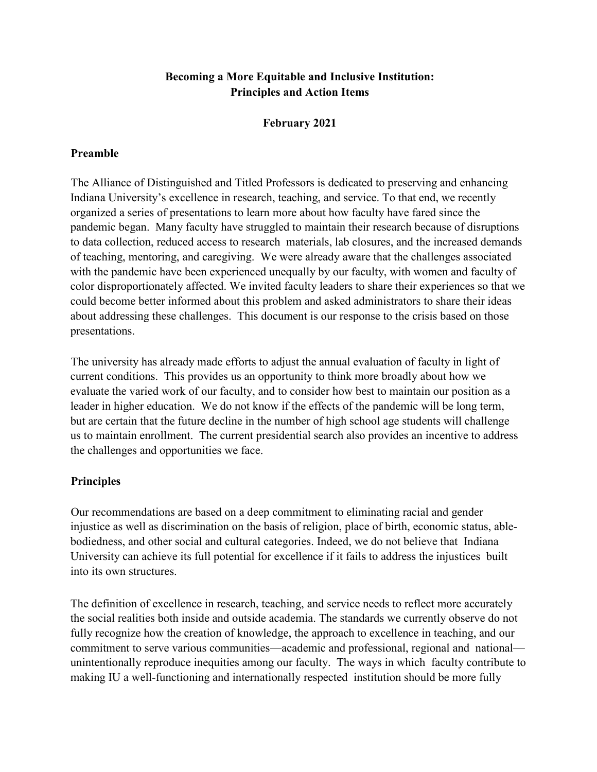# Becoming a More Equitable and Inclusive Institution: Principles and Action Items

**February 2021**

## Preamble

The Alliance of Distinguished and Titled Professors is dedicated to preserving and enhancing Indiana University's excellence in research, teaching, and service. To that end, we recently organized a series of presentations to learn more about how faculty have fared since the pandemic began. Many faculty have struggled to maintain their research because of disruptions to data collection, reduced access to research materials, lab closures, and the increased demands of teaching, mentoring, and caregiving. We were already aware that the challenges associated with the pandemic have been experienced unequally by our faculty, with women and faculty of color disproportionately affected. We invited faculty leaders to share their experiences so that we could become better informed about this problem and asked administrators to share their ideas about addressing these challenges. This document is our response to the crisis based on those presentations.

The university has already made efforts to adjust the annual evaluation of faculty in light of current conditions. This provides us an opportunity to think more broadly about how we evaluate the varied work of our faculty, and to consider how best to maintain our position as a leader in higher education. We do not know if the effects of the pandemic will be long term, but are certain that the future decline in the number of high school age students will challenge us to maintain enrollment. The current presidential search also provides an incentive to address the challenges and opportunities we face.

## Principles

Our recommendations are based on a deep commitment to eliminating racial and gender injustice as well as discrimination on the basis of religion, place of birth, economic status, able-bodiedness, and other social and cultural categories. Indeed, we do not believe that Indiana University can achieve its full potential for excellence if it fails to address the injustices built into its own structures.

The definition of excellence in research, teaching, and service needs to reflect more accurately the social realities both inside and outside academia. The standards we currently observe do not fully recognize how the creation of knowledge, the approach to excellence in teaching, and our commitment to serve various communities—academic and professional, regional and national—unintentionally reproduce inequities among our faculty. The ways in which faculty contribute to making IU a well-functioning and internationally respected institution should be more fully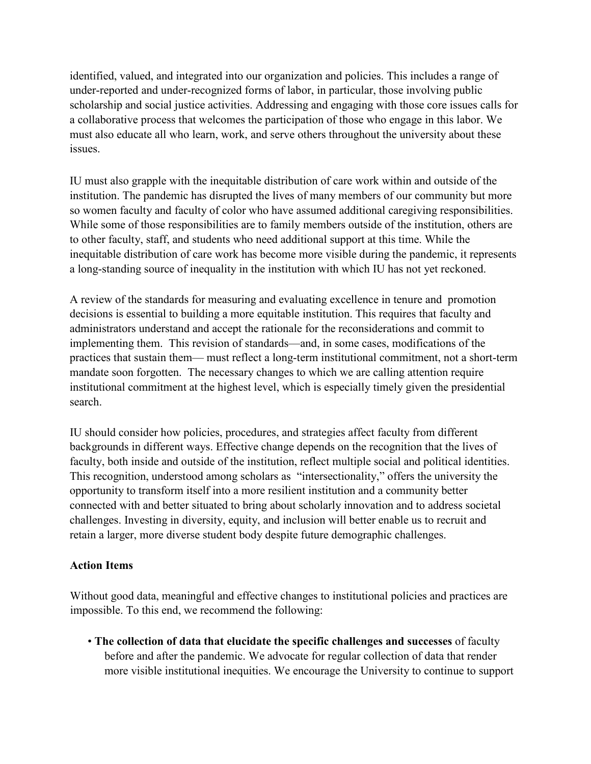identified, valued, and integrated into our organization and policies. This includes a range of under-reported and under-recognized forms of labor, in particular, those involving public scholarship and social justice activities. Addressing and engaging with those core issues calls for a collaborative process that welcomes the participation of those who engage in this labor. We must also educate all who learn, work, and serve others throughout the university about these issues.

IU must also grapple with the inequitable distribution of care work within and outside of the institution. The pandemic has disrupted the lives of many members of our community but more so women faculty and faculty of color who have assumed additional caregiving responsibilities. While some of those responsibilities are to family members outside of the institution, others are to other faculty, staff, and students who need additional support at this time. While the inequitable distribution of care work has become more visible during the pandemic, it represents a long-standing source of inequality in the institution with which IU has not yet reckoned.

A review of the standards for measuring and evaluating excellence in tenure and promotion decisions is essential to building a more equitable institution. This requires that faculty and administrators understand and accept the rationale for the reconsiderations and commit to implementing them. This revision of standards—and, in some cases, modifications of the practices that sustain them— must reflect a long-term institutional commitment, not a short-term mandate soon forgotten. The necessary changes to which we are calling attention require institutional commitment at the highest level, which is especially timely given the presidential search.

IU should consider how policies, procedures, and strategies affect faculty from different backgrounds in different ways. Effective change depends on the recognition that the lives of faculty, both inside and outside of the institution, reflect multiple social and political identities. This recognition, understood among scholars as "intersectionality," offers the university the opportunity to transform itself into a more resilient institution and a community better connected with and better situated to bring about scholarly innovation and to address societal challenges. Investing in diversity, equity, and inclusion will better enable us to recruit and retain a larger, more diverse student body despite future demographic challenges.

**Action Items**

Without good data, meaningful and effective changes to institutional policies and practices are impossible. To this end, we recommend the following:

- **The collection of data that elucidate the specific challenges and successes** of faculty before and after the pandemic. We advocate for regular collection of data that render more visible institutional inequities. We encourage the University to continue to support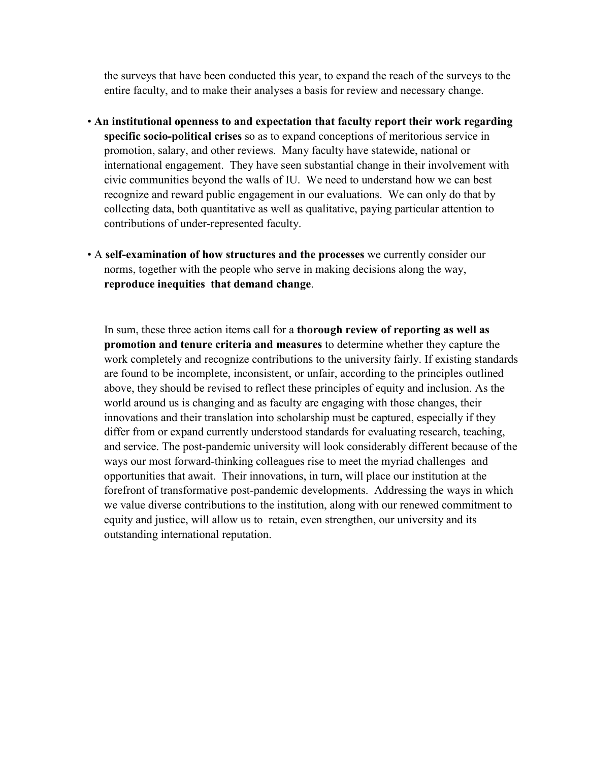the surveys that have been conducted this year, to expand the reach of the surveys to the entire faculty, and to make their analyses a basis for review and necessary change.

- **An institutional openness to and expectation that faculty report their work regarding specific socio-political crises** so as to expand conceptions of meritorious service in promotion, salary, and other reviews. Many faculty have statewide, national or international engagement. They have seen substantial change in their involvement with civic communities beyond the walls of IU. We need to understand how we can best recognize and reward public engagement in our evaluations. We can only do that by collecting data, both quantitative as well as qualitative, paying particular attention to contributions of under-represented faculty.

- A **self-examination of how structures and the processes** we currently consider our norms, together with the people who serve in making decisions along the way, **reproduce inequities that demand change**.

In sum, these three action items call for a **thorough review of reporting as well as promotion and tenure criteria and measures** to determine whether they capture the work completely and recognize contributions to the university fairly. If existing standards are found to be incomplete, inconsistent, or unfair, according to the principles outlined above, they should be revised to reflect these principles of equity and inclusion. As the world around us is changing and as faculty are engaging with those changes, their innovations and their translation into scholarship must be captured, especially if they differ from or expand currently understood standards for evaluating research, teaching, and service. The post-pandemic university will look considerably different because of the ways our most forward-thinking colleagues rise to meet the myriad challenges and opportunities that await. Their innovations, in turn, will place our institution at the forefront of transformative post-pandemic developments. Addressing the ways in which we value diverse contributions to the institution, along with our renewed commitment to equity and justice, will allow us to retain, even strengthen, our university and its outstanding international reputation.